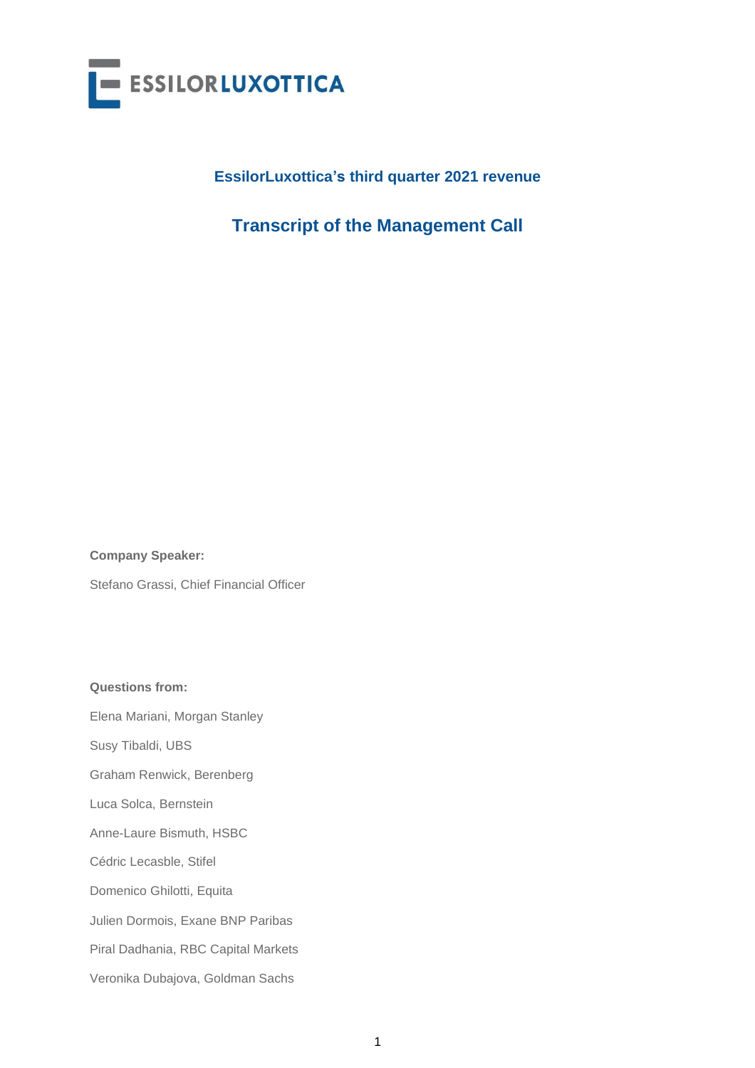ESSILORLUXOTTICA

# EssilorLuxottica's third quarter 2021 revenue

## Transcript of the Management Call

**Company Speaker:**

Stefano Grassi, Chief Financial Officer

**Questions from:**

Elena Mariani, Morgan Stanley

Susy Tibaldi, UBS

Graham Renwick, Berenberg

Luca Solca, Bernstein

Anne-Laure Bismuth, HSBC

Cédric Lecasble, Stifel

Domenico Ghilotti, Equita

Julien Dormois, Exane BNP Paribas

Piral Dadhania, RBC Capital Markets

Veronika Dubajova, Goldman Sachs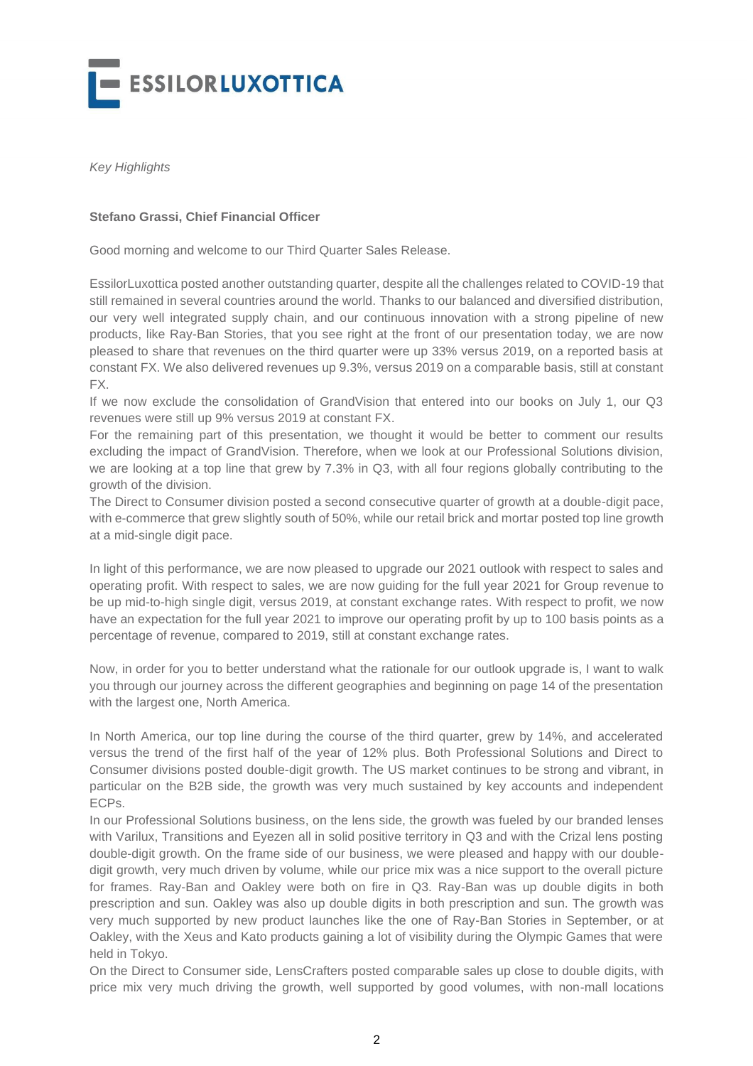*Key Highlights*

**Stefano Grassi, Chief Financial Officer**

Good morning and welcome to our Third Quarter Sales Release.

EssilorLuxottica posted another outstanding quarter, despite all the challenges related to COVID-19 that still remained in several countries around the world. Thanks to our balanced and diversified distribution, our very well integrated supply chain, and our continuous innovation with a strong pipeline of new products, like Ray-Ban Stories, that you see right at the front of our presentation today, we are now pleased to share that revenues on the third quarter were up 33% versus 2019, on a reported basis at constant FX. We also delivered revenues up 9.3%, versus 2019 on a comparable basis, still at constant FX.

If we now exclude the consolidation of GrandVision that entered into our books on July 1, our Q3 revenues were still up 9% versus 2019 at constant FX.

For the remaining part of this presentation, we thought it would be better to comment our results excluding the impact of GrandVision. Therefore, when we look at our Professional Solutions division, we are looking at a top line that grew by 7.3% in Q3, with all four regions globally contributing to the growth of the division.

The Direct to Consumer division posted a second consecutive quarter of growth at a double-digit pace, with e-commerce that grew slightly south of 50%, while our retail brick and mortar posted top line growth at a mid-single digit pace.

In light of this performance, we are now pleased to upgrade our 2021 outlook with respect to sales and operating profit. With respect to sales, we are now guiding for the full year 2021 for Group revenue to be up mid-to-high single digit, versus 2019, at constant exchange rates. With respect to profit, we now have an expectation for the full year 2021 to improve our operating profit by up to 100 basis points as a percentage of revenue, compared to 2019, still at constant exchange rates.

Now, in order for you to better understand what the rationale for our outlook upgrade is, I want to walk you through our journey across the different geographies and beginning on page 14 of the presentation with the largest one, North America.

In North America, our top line during the course of the third quarter, grew by 14%, and accelerated versus the trend of the first half of the year of 12% plus. Both Professional Solutions and Direct to Consumer divisions posted double-digit growth. The US market continues to be strong and vibrant, in particular on the B2B side, the growth was very much sustained by key accounts and independent ECPs.

In our Professional Solutions business, on the lens side, the growth was fueled by our branded lenses with Varilux, Transitions and Eyezen all in solid positive territory in Q3 and with the Crizal lens posting double-digit growth. On the frame side of our business, we were pleased and happy with our double-digit growth, very much driven by volume, while our price mix was a nice support to the overall picture for frames. Ray-Ban and Oakley were both on fire in Q3. Ray-Ban was up double digits in both prescription and sun. Oakley was also up double digits in both prescription and sun. The growth was very much supported by new product launches like the one of Ray-Ban Stories in September, or at Oakley, with the Xeus and Kato products gaining a lot of visibility during the Olympic Games that were held in Tokyo.

On the Direct to Consumer side, LensCrafters posted comparable sales up close to double digits, with price mix very much driving the growth, well supported by good volumes, with non-mall locations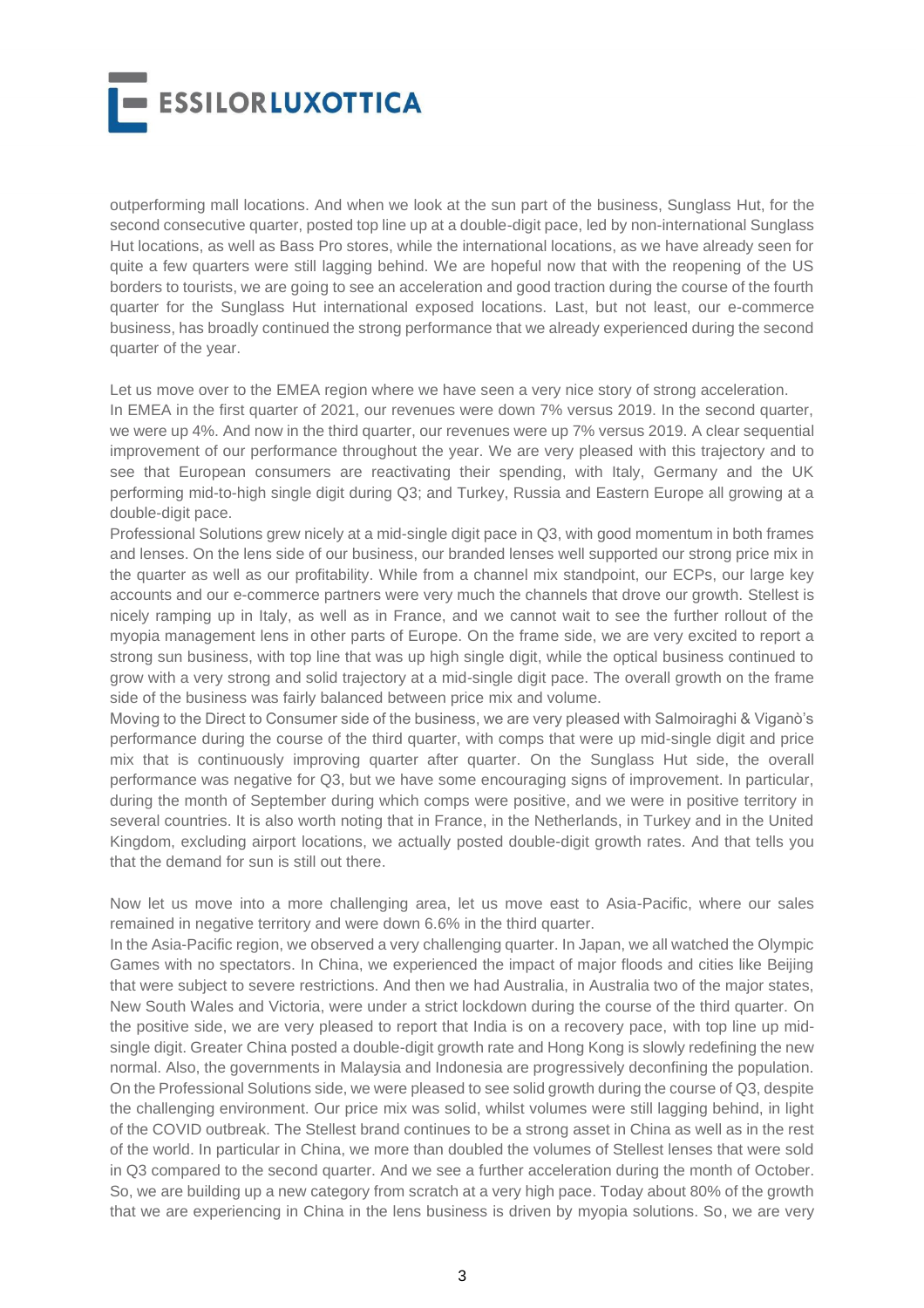outperforming mall locations. And when we look at the sun part of the business, Sunglass Hut, for the second consecutive quarter, posted top line up at a double-digit pace, led by non-international Sunglass Hut locations, as well as Bass Pro stores, while the international locations, as we have already seen for quite a few quarters were still lagging behind. We are hopeful now that with the reopening of the US borders to tourists, we are going to see an acceleration and good traction during the course of the fourth quarter for the Sunglass Hut international exposed locations. Last, but not least, our e-commerce business, has broadly continued the strong performance that we already experienced during the second quarter of the year.

Let us move over to the EMEA region where we have seen a very nice story of strong acceleration.
In EMEA in the first quarter of 2021, our revenues were down 7% versus 2019. In the second quarter, we were up 4%. And now in the third quarter, our revenues were up 7% versus 2019. A clear sequential improvement of our performance throughout the year. We are very pleased with this trajectory and to see that European consumers are reactivating their spending, with Italy, Germany and the UK performing mid-to-high single digit during Q3; and Turkey, Russia and Eastern Europe all growing at a double-digit pace.
Professional Solutions grew nicely at a mid-single digit pace in Q3, with good momentum in both frames and lenses. On the lens side of our business, our branded lenses well supported our strong price mix in the quarter as well as our profitability. While from a channel mix standpoint, our ECPs, our large key accounts and our e-commerce partners were very much the channels that drove our growth. Stellest is nicely ramping up in Italy, as well as in France, and we cannot wait to see the further rollout of the myopia management lens in other parts of Europe. On the frame side, we are very excited to report a strong sun business, with top line that was up high single digit, while the optical business continued to grow with a very strong and solid trajectory at a mid-single digit pace. The overall growth on the frame side of the business was fairly balanced between price mix and volume.
Moving to the Direct to Consumer side of the business, we are very pleased with Salmoiraghi & Viganò's performance during the course of the third quarter, with comps that were up mid-single digit and price mix that is continuously improving quarter after quarter. On the Sunglass Hut side, the overall performance was negative for Q3, but we have some encouraging signs of improvement. In particular, during the month of September during which comps were positive, and we were in positive territory in several countries. It is also worth noting that in France, in the Netherlands, in Turkey and in the United Kingdom, excluding airport locations, we actually posted double-digit growth rates. And that tells you that the demand for sun is still out there.

Now let us move into a more challenging area, let us move east to Asia-Pacific, where our sales remained in negative territory and were down 6.6% in the third quarter.
In the Asia-Pacific region, we observed a very challenging quarter. In Japan, we all watched the Olympic Games with no spectators. In China, we experienced the impact of major floods and cities like Beijing that were subject to severe restrictions. And then we had Australia, in Australia two of the major states, New South Wales and Victoria, were under a strict lockdown during the course of the third quarter. On the positive side, we are very pleased to report that India is on a recovery pace, with top line up mid-single digit. Greater China posted a double-digit growth rate and Hong Kong is slowly redefining the new normal. Also, the governments in Malaysia and Indonesia are progressively deconfining the population.
On the Professional Solutions side, we were pleased to see solid growth during the course of Q3, despite the challenging environment. Our price mix was solid, whilst volumes were still lagging behind, in light of the COVID outbreak. The Stellest brand continues to be a strong asset in China as well as in the rest of the world. In particular in China, we more than doubled the volumes of Stellest lenses that were sold in Q3 compared to the second quarter. And we see a further acceleration during the month of October. So, we are building up a new category from scratch at a very high pace. Today about 80% of the growth that we are experiencing in China in the lens business is driven by myopia solutions. So, we are very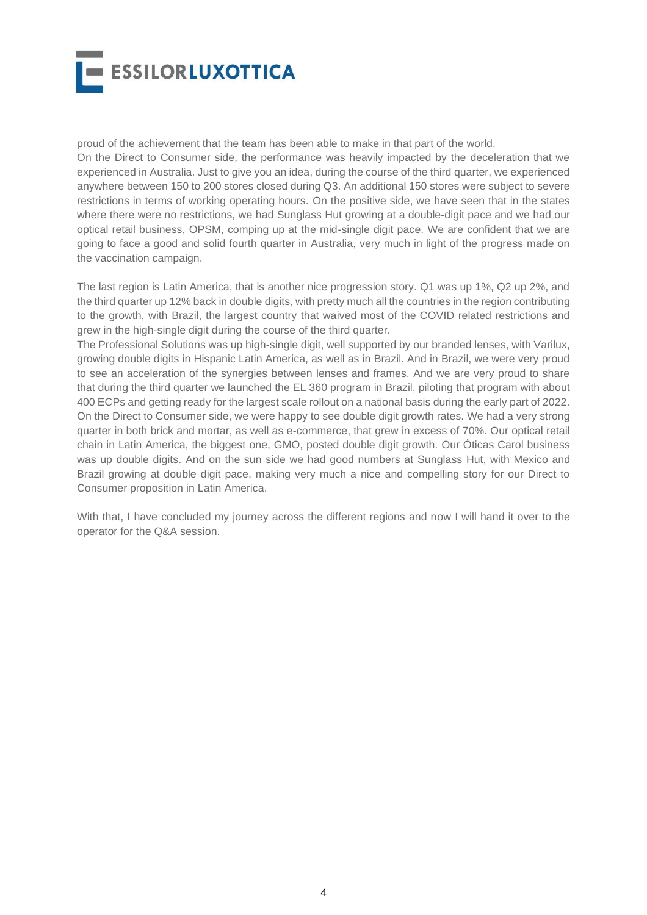proud of the achievement that the team has been able to make in that part of the world.

On the Direct to Consumer side, the performance was heavily impacted by the deceleration that we experienced in Australia. Just to give you an idea, during the course of the third quarter, we experienced anywhere between 150 to 200 stores closed during Q3. An additional 150 stores were subject to severe restrictions in terms of working operating hours. On the positive side, we have seen that in the states where there were no restrictions, we had Sunglass Hut growing at a double-digit pace and we had our optical retail business, OPSM, comping up at the mid-single digit pace. We are confident that we are going to face a good and solid fourth quarter in Australia, very much in light of the progress made on the vaccination campaign.

The last region is Latin America, that is another nice progression story. Q1 was up 1%, Q2 up 2%, and the third quarter up 12% back in double digits, with pretty much all the countries in the region contributing to the growth, with Brazil, the largest country that waived most of the COVID related restrictions and grew in the high-single digit during the course of the third quarter.

The Professional Solutions was up high-single digit, well supported by our branded lenses, with Varilux, growing double digits in Hispanic Latin America, as well as in Brazil. And in Brazil, we were very proud to see an acceleration of the synergies between lenses and frames. And we are very proud to share that during the third quarter we launched the EL 360 program in Brazil, piloting that program with about 400 ECPs and getting ready for the largest scale rollout on a national basis during the early part of 2022.

On the Direct to Consumer side, we were happy to see double digit growth rates. We had a very strong quarter in both brick and mortar, as well as e-commerce, that grew in excess of 70%. Our optical retail chain in Latin America, the biggest one, GMO, posted double digit growth. Our Óticas Carol business was up double digits. And on the sun side we had good numbers at Sunglass Hut, with Mexico and Brazil growing at double digit pace, making very much a nice and compelling story for our Direct to Consumer proposition in Latin America.

With that, I have concluded my journey across the different regions and now I will hand it over to the operator for the Q&A session.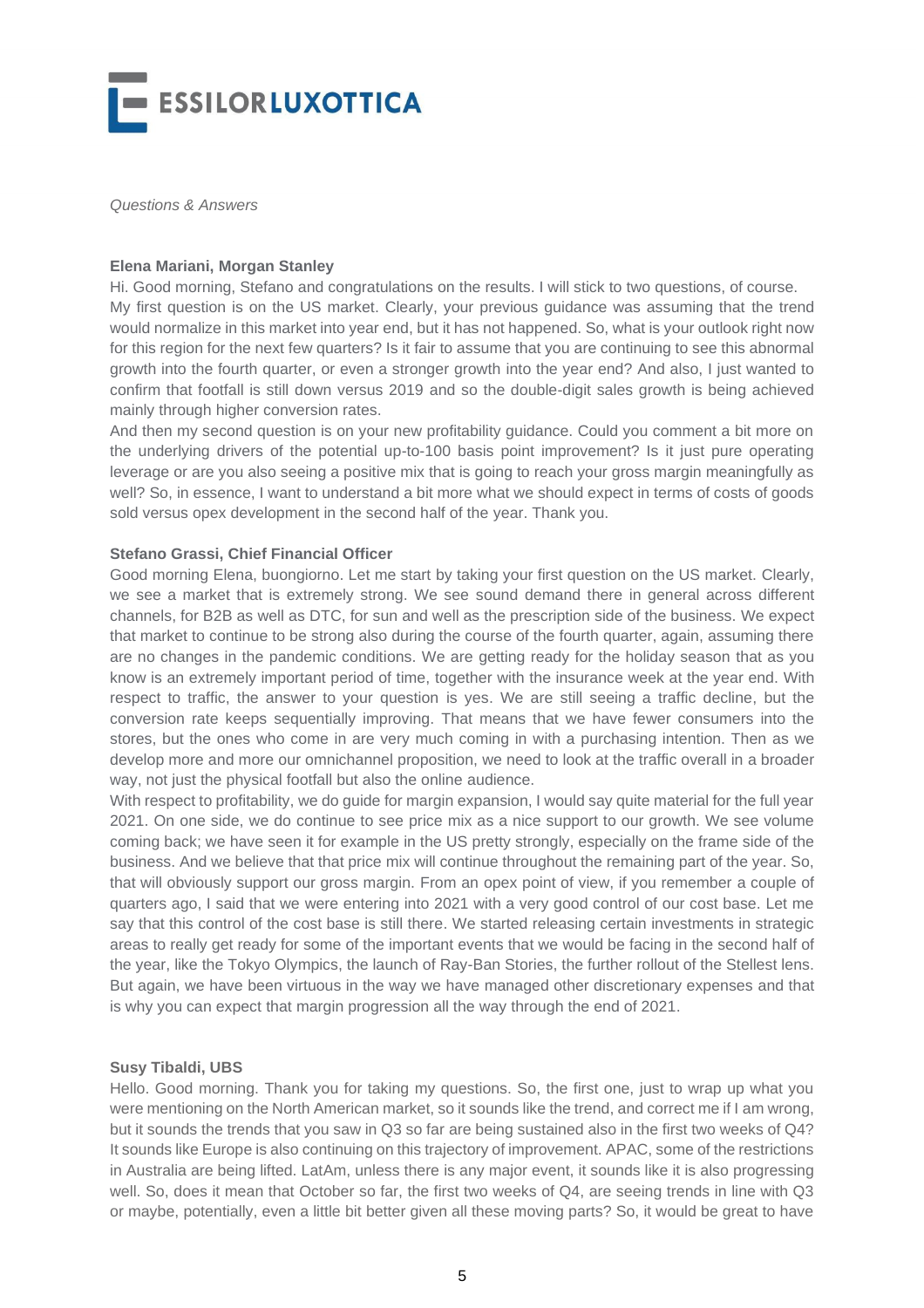*Questions & Answers*

**Elena Mariani, Morgan Stanley**

Hi. Good morning, Stefano and congratulations on the results. I will stick to two questions, of course. My first question is on the US market. Clearly, your previous guidance was assuming that the trend would normalize in this market into year end, but it has not happened. So, what is your outlook right now for this region for the next few quarters? Is it fair to assume that you are continuing to see this abnormal growth into the fourth quarter, or even a stronger growth into the year end? And also, I just wanted to confirm that footfall is still down versus 2019 and so the double-digit sales growth is being achieved mainly through higher conversion rates.

And then my second question is on your new profitability guidance. Could you comment a bit more on the underlying drivers of the potential up-to-100 basis point improvement? Is it just pure operating leverage or are you also seeing a positive mix that is going to reach your gross margin meaningfully as well? So, in essence, I want to understand a bit more what we should expect in terms of costs of goods sold versus opex development in the second half of the year. Thank you.

**Stefano Grassi, Chief Financial Officer**

Good morning Elena, buongiorno. Let me start by taking your first question on the US market. Clearly, we see a market that is extremely strong. We see sound demand there in general across different channels, for B2B as well as DTC, for sun and well as the prescription side of the business. We expect that market to continue to be strong also during the course of the fourth quarter, again, assuming there are no changes in the pandemic conditions. We are getting ready for the holiday season that as you know is an extremely important period of time, together with the insurance week at the year end. With respect to traffic, the answer to your question is yes. We are still seeing a traffic decline, but the conversion rate keeps sequentially improving. That means that we have fewer consumers into the stores, but the ones who come in are very much coming in with a purchasing intention. Then as we develop more and more our omnichannel proposition, we need to look at the traffic overall in a broader way, not just the physical footfall but also the online audience.

With respect to profitability, we do guide for margin expansion, I would say quite material for the full year 2021. On one side, we do continue to see price mix as a nice support to our growth. We see volume coming back; we have seen it for example in the US pretty strongly, especially on the frame side of the business. And we believe that that price mix will continue throughout the remaining part of the year. So, that will obviously support our gross margin. From an opex point of view, if you remember a couple of quarters ago, I said that we were entering into 2021 with a very good control of our cost base. Let me say that this control of the cost base is still there. We started releasing certain investments in strategic areas to really get ready for some of the important events that we would be facing in the second half of the year, like the Tokyo Olympics, the launch of Ray-Ban Stories, the further rollout of the Stellest lens. But again, we have been virtuous in the way we have managed other discretionary expenses and that is why you can expect that margin progression all the way through the end of 2021.

**Susy Tibaldi, UBS**

Hello. Good morning. Thank you for taking my questions. So, the first one, just to wrap up what you were mentioning on the North American market, so it sounds like the trend, and correct me if I am wrong, but it sounds the trends that you saw in Q3 so far are being sustained also in the first two weeks of Q4? It sounds like Europe is also continuing on this trajectory of improvement. APAC, some of the restrictions in Australia are being lifted. LatAm, unless there is any major event, it sounds like it is also progressing well. So, does it mean that October so far, the first two weeks of Q4, are seeing trends in line with Q3 or maybe, potentially, even a little bit better given all these moving parts? So, it would be great to have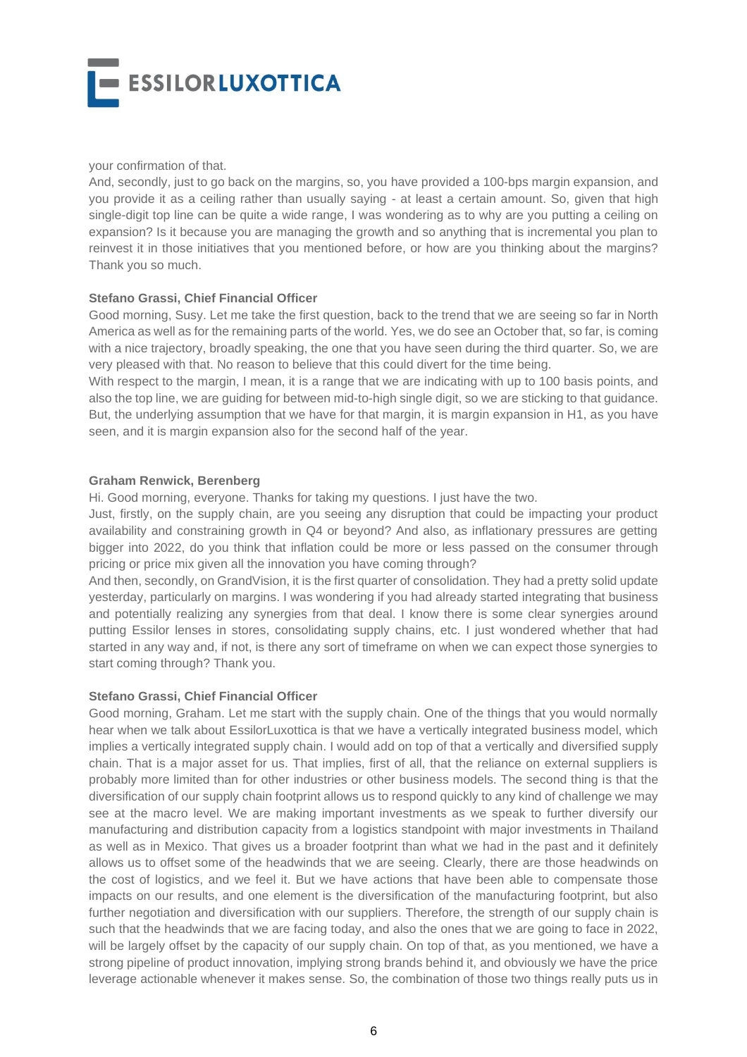your confirmation of that.

And, secondly, just to go back on the margins, so, you have provided a 100-bps margin expansion, and you provide it as a ceiling rather than usually saying - at least a certain amount. So, given that high single-digit top line can be quite a wide range, I was wondering as to why are you putting a ceiling on expansion? Is it because you are managing the growth and so anything that is incremental you plan to reinvest it in those initiatives that you mentioned before, or how are you thinking about the margins? Thank you so much.

**Stefano Grassi, Chief Financial Officer**

Good morning, Susy. Let me take the first question, back to the trend that we are seeing so far in North America as well as for the remaining parts of the world. Yes, we do see an October that, so far, is coming with a nice trajectory, broadly speaking, the one that you have seen during the third quarter. So, we are very pleased with that. No reason to believe that this could divert for the time being.

With respect to the margin, I mean, it is a range that we are indicating with up to 100 basis points, and also the top line, we are guiding for between mid-to-high single digit, so we are sticking to that guidance. But, the underlying assumption that we have for that margin, it is margin expansion in H1, as you have seen, and it is margin expansion also for the second half of the year.

**Graham Renwick, Berenberg**

Hi. Good morning, everyone. Thanks for taking my questions. I just have the two.

Just, firstly, on the supply chain, are you seeing any disruption that could be impacting your product availability and constraining growth in Q4 or beyond? And also, as inflationary pressures are getting bigger into 2022, do you think that inflation could be more or less passed on the consumer through pricing or price mix given all the innovation you have coming through?

And then, secondly, on GrandVision, it is the first quarter of consolidation. They had a pretty solid update yesterday, particularly on margins. I was wondering if you had already started integrating that business and potentially realizing any synergies from that deal. I know there is some clear synergies around putting Essilor lenses in stores, consolidating supply chains, etc. I just wondered whether that had started in any way and, if not, is there any sort of timeframe on when we can expect those synergies to start coming through? Thank you.

**Stefano Grassi, Chief Financial Officer**

Good morning, Graham. Let me start with the supply chain. One of the things that you would normally hear when we talk about EssilorLuxottica is that we have a vertically integrated business model, which implies a vertically integrated supply chain. I would add on top of that a vertically and diversified supply chain. That is a major asset for us. That implies, first of all, that the reliance on external suppliers is probably more limited than for other industries or other business models. The second thing is that the diversification of our supply chain footprint allows us to respond quickly to any kind of challenge we may see at the macro level. We are making important investments as we speak to further diversify our manufacturing and distribution capacity from a logistics standpoint with major investments in Thailand as well as in Mexico. That gives us a broader footprint than what we had in the past and it definitely allows us to offset some of the headwinds that we are seeing. Clearly, there are those headwinds on the cost of logistics, and we feel it. But we have actions that have been able to compensate those impacts on our results, and one element is the diversification of the manufacturing footprint, but also further negotiation and diversification with our suppliers. Therefore, the strength of our supply chain is such that the headwinds that we are facing today, and also the ones that we are going to face in 2022, will be largely offset by the capacity of our supply chain. On top of that, as you mentioned, we have a strong pipeline of product innovation, implying strong brands behind it, and obviously we have the price leverage actionable whenever it makes sense. So, the combination of those two things really puts us in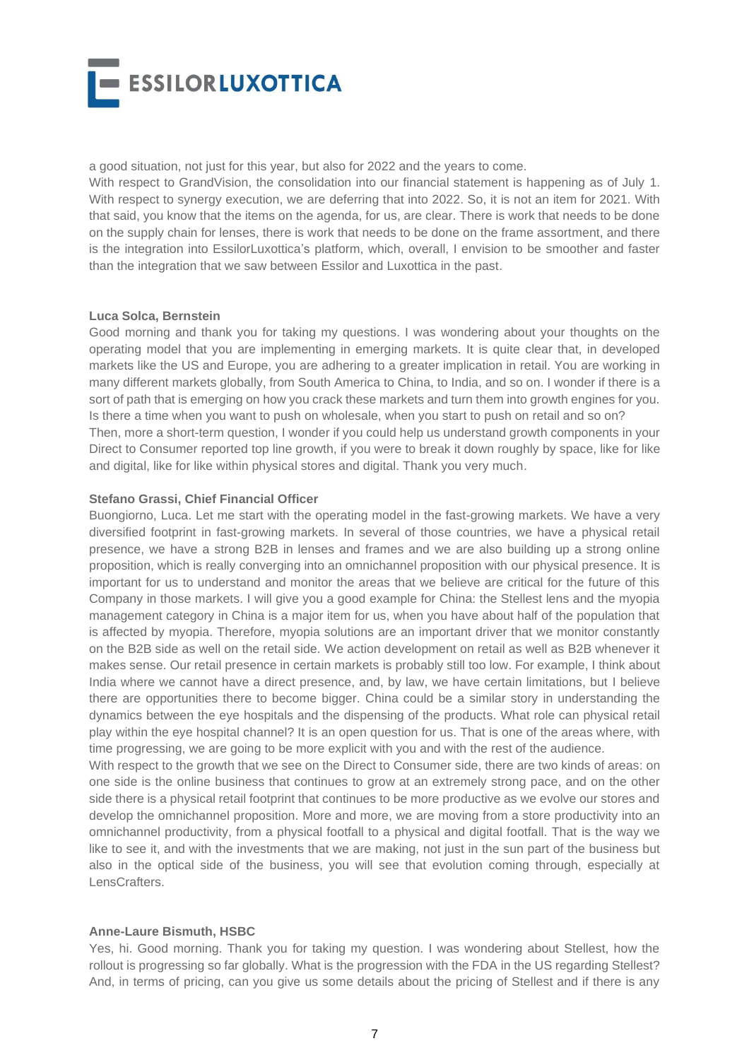a good situation, not just for this year, but also for 2022 and the years to come.

With respect to GrandVision, the consolidation into our financial statement is happening as of July 1. With respect to synergy execution, we are deferring that into 2022. So, it is not an item for 2021. With that said, you know that the items on the agenda, for us, are clear. There is work that needs to be done on the supply chain for lenses, there is work that needs to be done on the frame assortment, and there is the integration into EssilorLuxottica's platform, which, overall, I envision to be smoother and faster than the integration that we saw between Essilor and Luxottica in the past.

**Luca Solca, Bernstein**

Good morning and thank you for taking my questions. I was wondering about your thoughts on the operating model that you are implementing in emerging markets. It is quite clear that, in developed markets like the US and Europe, you are adhering to a greater implication in retail. You are working in many different markets globally, from South America to China, to India, and so on. I wonder if there is a sort of path that is emerging on how you crack these markets and turn them into growth engines for you. Is there a time when you want to push on wholesale, when you start to push on retail and so on?

Then, more a short-term question, I wonder if you could help us understand growth components in your Direct to Consumer reported top line growth, if you were to break it down roughly by space, like for like and digital, like for like within physical stores and digital. Thank you very much.

**Stefano Grassi, Chief Financial Officer**

Buongiorno, Luca. Let me start with the operating model in the fast-growing markets. We have a very diversified footprint in fast-growing markets. In several of those countries, we have a physical retail presence, we have a strong B2B in lenses and frames and we are also building up a strong online proposition, which is really converging into an omnichannel proposition with our physical presence. It is important for us to understand and monitor the areas that we believe are critical for the future of this Company in those markets. I will give you a good example for China: the Stellest lens and the myopia management category in China is a major item for us, when you have about half of the population that is affected by myopia. Therefore, myopia solutions are an important driver that we monitor constantly on the B2B side as well on the retail side. We action development on retail as well as B2B whenever it makes sense. Our retail presence in certain markets is probably still too low. For example, I think about India where we cannot have a direct presence, and, by law, we have certain limitations, but I believe there are opportunities there to become bigger. China could be a similar story in understanding the dynamics between the eye hospitals and the dispensing of the products. What role can physical retail play within the eye hospital channel? It is an open question for us. That is one of the areas where, with time progressing, we are going to be more explicit with you and with the rest of the audience.

With respect to the growth that we see on the Direct to Consumer side, there are two kinds of areas: on one side is the online business that continues to grow at an extremely strong pace, and on the other side there is a physical retail footprint that continues to be more productive as we evolve our stores and develop the omnichannel proposition. More and more, we are moving from a store productivity into an omnichannel productivity, from a physical footfall to a physical and digital footfall. That is the way we like to see it, and with the investments that we are making, not just in the sun part of the business but also in the optical side of the business, you will see that evolution coming through, especially at LensCrafters.

**Anne-Laure Bismuth, HSBC**

Yes, hi. Good morning. Thank you for taking my question. I was wondering about Stellest, how the rollout is progressing so far globally. What is the progression with the FDA in the US regarding Stellest? And, in terms of pricing, can you give us some details about the pricing of Stellest and if there is any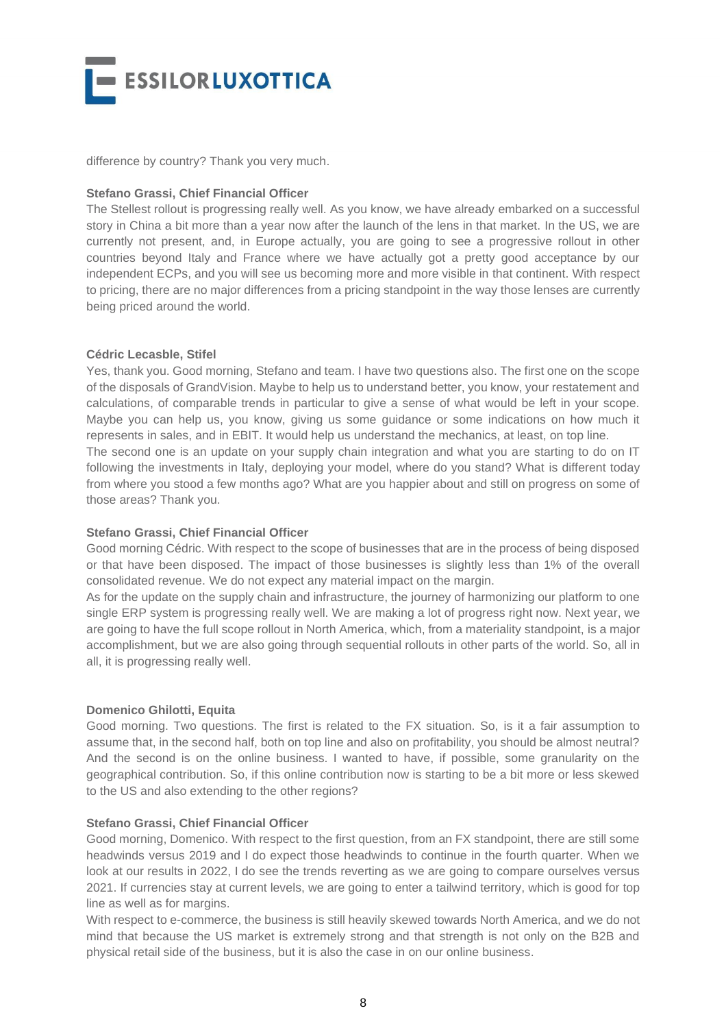difference by country? Thank you very much.

**Stefano Grassi, Chief Financial Officer**

The Stellest rollout is progressing really well. As you know, we have already embarked on a successful story in China a bit more than a year now after the launch of the lens in that market. In the US, we are currently not present, and, in Europe actually, you are going to see a progressive rollout in other countries beyond Italy and France where we have actually got a pretty good acceptance by our independent ECPs, and you will see us becoming more and more visible in that continent. With respect to pricing, there are no major differences from a pricing standpoint in the way those lenses are currently being priced around the world.

**Cédric Lecasble, Stifel**

Yes, thank you. Good morning, Stefano and team. I have two questions also. The first one on the scope of the disposals of GrandVision. Maybe to help us to understand better, you know, your restatement and calculations, of comparable trends in particular to give a sense of what would be left in your scope. Maybe you can help us, you know, giving us some guidance or some indications on how much it represents in sales, and in EBIT. It would help us understand the mechanics, at least, on top line.

The second one is an update on your supply chain integration and what you are starting to do on IT following the investments in Italy, deploying your model, where do you stand? What is different today from where you stood a few months ago? What are you happier about and still on progress on some of those areas? Thank you.

**Stefano Grassi, Chief Financial Officer**

Good morning Cédric. With respect to the scope of businesses that are in the process of being disposed or that have been disposed. The impact of those businesses is slightly less than 1% of the overall consolidated revenue. We do not expect any material impact on the margin.

As for the update on the supply chain and infrastructure, the journey of harmonizing our platform to one single ERP system is progressing really well. We are making a lot of progress right now. Next year, we are going to have the full scope rollout in North America, which, from a materiality standpoint, is a major accomplishment, but we are also going through sequential rollouts in other parts of the world. So, all in all, it is progressing really well.

**Domenico Ghilotti, Equita**

Good morning. Two questions. The first is related to the FX situation. So, is it a fair assumption to assume that, in the second half, both on top line and also on profitability, you should be almost neutral? And the second is on the online business. I wanted to have, if possible, some granularity on the geographical contribution. So, if this online contribution now is starting to be a bit more or less skewed to the US and also extending to the other regions?

**Stefano Grassi, Chief Financial Officer**

Good morning, Domenico. With respect to the first question, from an FX standpoint, there are still some headwinds versus 2019 and I do expect those headwinds to continue in the fourth quarter. When we look at our results in 2022, I do see the trends reverting as we are going to compare ourselves versus 2021. If currencies stay at current levels, we are going to enter a tailwind territory, which is good for top line as well as for margins.

With respect to e-commerce, the business is still heavily skewed towards North America, and we do not mind that because the US market is extremely strong and that strength is not only on the B2B and physical retail side of the business, but it is also the case in on our online business.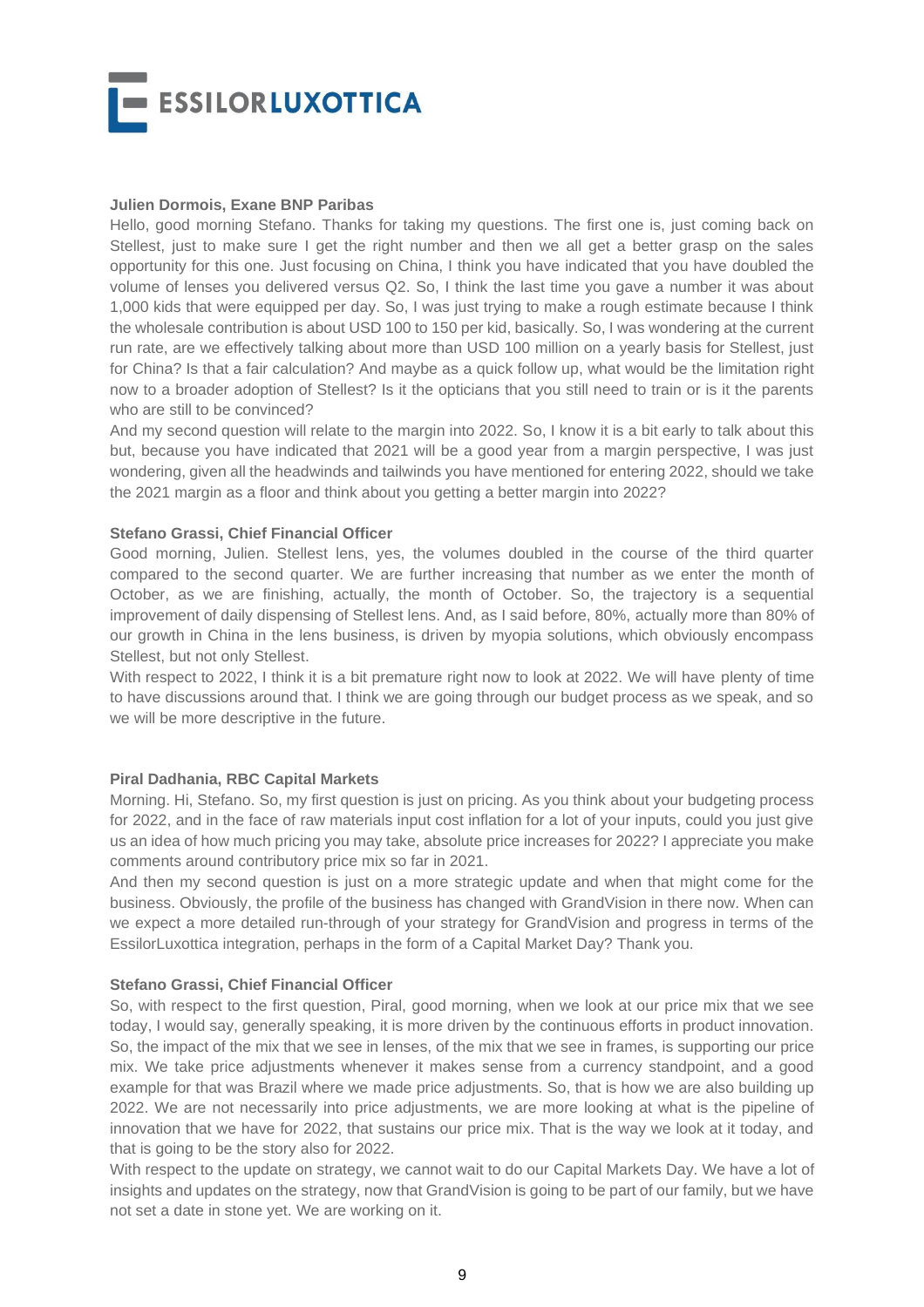**Julien Dormois, Exane BNP Paribas**

Hello, good morning Stefano. Thanks for taking my questions. The first one is, just coming back on Stellest, just to make sure I get the right number and then we all get a better grasp on the sales opportunity for this one. Just focusing on China, I think you have indicated that you have doubled the volume of lenses you delivered versus Q2. So, I think the last time you gave a number it was about 1,000 kids that were equipped per day. So, I was just trying to make a rough estimate because I think the wholesale contribution is about USD 100 to 150 per kid, basically. So, I was wondering at the current run rate, are we effectively talking about more than USD 100 million on a yearly basis for Stellest, just for China? Is that a fair calculation? And maybe as a quick follow up, what would be the limitation right now to a broader adoption of Stellest? Is it the opticians that you still need to train or is it the parents who are still to be convinced?

And my second question will relate to the margin into 2022. So, I know it is a bit early to talk about this but, because you have indicated that 2021 will be a good year from a margin perspective, I was just wondering, given all the headwinds and tailwinds you have mentioned for entering 2022, should we take the 2021 margin as a floor and think about you getting a better margin into 2022?

**Stefano Grassi, Chief Financial Officer**

Good morning, Julien. Stellest lens, yes, the volumes doubled in the course of the third quarter compared to the second quarter. We are further increasing that number as we enter the month of October, as we are finishing, actually, the month of October. So, the trajectory is a sequential improvement of daily dispensing of Stellest lens. And, as I said before, 80%, actually more than 80% of our growth in China in the lens business, is driven by myopia solutions, which obviously encompass Stellest, but not only Stellest.

With respect to 2022, I think it is a bit premature right now to look at 2022. We will have plenty of time to have discussions around that. I think we are going through our budget process as we speak, and so we will be more descriptive in the future.

**Piral Dadhania, RBC Capital Markets**

Morning. Hi, Stefano. So, my first question is just on pricing. As you think about your budgeting process for 2022, and in the face of raw materials input cost inflation for a lot of your inputs, could you just give us an idea of how much pricing you may take, absolute price increases for 2022? I appreciate you make comments around contributory price mix so far in 2021.

And then my second question is just on a more strategic update and when that might come for the business. Obviously, the profile of the business has changed with GrandVision in there now. When can we expect a more detailed run-through of your strategy for GrandVision and progress in terms of the EssilorLuxottica integration, perhaps in the form of a Capital Market Day? Thank you.

**Stefano Grassi, Chief Financial Officer**

So, with respect to the first question, Piral, good morning, when we look at our price mix that we see today, I would say, generally speaking, it is more driven by the continuous efforts in product innovation. So, the impact of the mix that we see in lenses, of the mix that we see in frames, is supporting our price mix. We take price adjustments whenever it makes sense from a currency standpoint, and a good example for that was Brazil where we made price adjustments. So, that is how we are also building up 2022. We are not necessarily into price adjustments, we are more looking at what is the pipeline of innovation that we have for 2022, that sustains our price mix. That is the way we look at it today, and that is going to be the story also for 2022.

With respect to the update on strategy, we cannot wait to do our Capital Markets Day. We have a lot of insights and updates on the strategy, now that GrandVision is going to be part of our family, but we have not set a date in stone yet. We are working on it.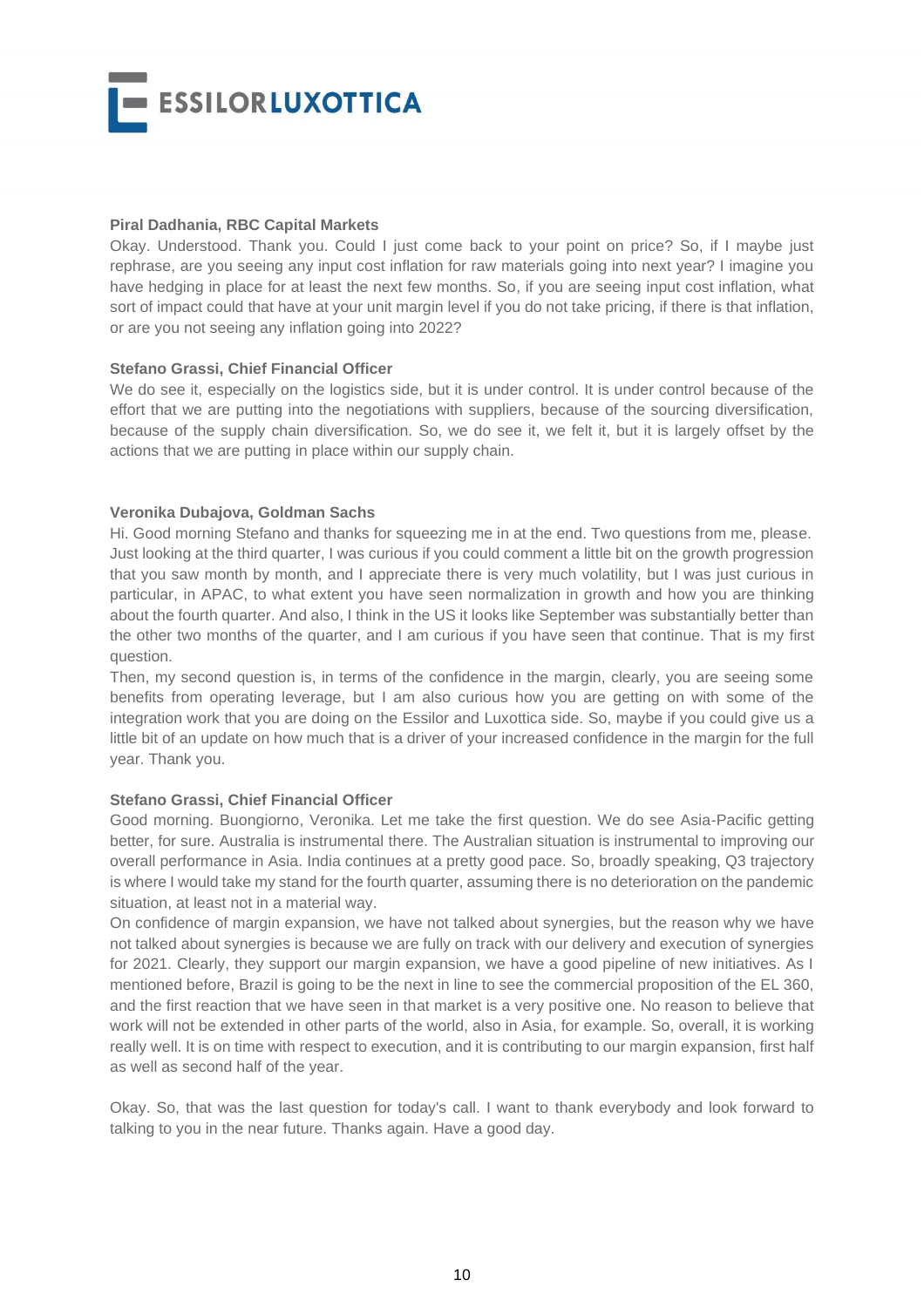**Piral Dadhania, RBC Capital Markets**

Okay. Understood. Thank you. Could I just come back to your point on price? So, if I maybe just rephrase, are you seeing any input cost inflation for raw materials going into next year? I imagine you have hedging in place for at least the next few months. So, if you are seeing input cost inflation, what sort of impact could that have at your unit margin level if you do not take pricing, if there is that inflation, or are you not seeing any inflation going into 2022?

**Stefano Grassi, Chief Financial Officer**

We do see it, especially on the logistics side, but it is under control. It is under control because of the effort that we are putting into the negotiations with suppliers, because of the sourcing diversification, because of the supply chain diversification. So, we do see it, we felt it, but it is largely offset by the actions that we are putting in place within our supply chain.

**Veronika Dubajova, Goldman Sachs**

Hi. Good morning Stefano and thanks for squeezing me in at the end. Two questions from me, please. Just looking at the third quarter, I was curious if you could comment a little bit on the growth progression that you saw month by month, and I appreciate there is very much volatility, but I was just curious in particular, in APAC, to what extent you have seen normalization in growth and how you are thinking about the fourth quarter. And also, I think in the US it looks like September was substantially better than the other two months of the quarter, and I am curious if you have seen that continue. That is my first question.

Then, my second question is, in terms of the confidence in the margin, clearly, you are seeing some benefits from operating leverage, but I am also curious how you are getting on with some of the integration work that you are doing on the Essilor and Luxottica side. So, maybe if you could give us a little bit of an update on how much that is a driver of your increased confidence in the margin for the full year. Thank you.

**Stefano Grassi, Chief Financial Officer**

Good morning. Buongiorno, Veronika. Let me take the first question. We do see Asia-Pacific getting better, for sure. Australia is instrumental there. The Australian situation is instrumental to improving our overall performance in Asia. India continues at a pretty good pace. So, broadly speaking, Q3 trajectory is where I would take my stand for the fourth quarter, assuming there is no deterioration on the pandemic situation, at least not in a material way.

On confidence of margin expansion, we have not talked about synergies, but the reason why we have not talked about synergies is because we are fully on track with our delivery and execution of synergies for 2021. Clearly, they support our margin expansion, we have a good pipeline of new initiatives. As I mentioned before, Brazil is going to be the next in line to see the commercial proposition of the EL 360, and the first reaction that we have seen in that market is a very positive one. No reason to believe that work will not be extended in other parts of the world, also in Asia, for example. So, overall, it is working really well. It is on time with respect to execution, and it is contributing to our margin expansion, first half as well as second half of the year.

Okay. So, that was the last question for today's call. I want to thank everybody and look forward to talking to you in the near future. Thanks again. Have a good day.